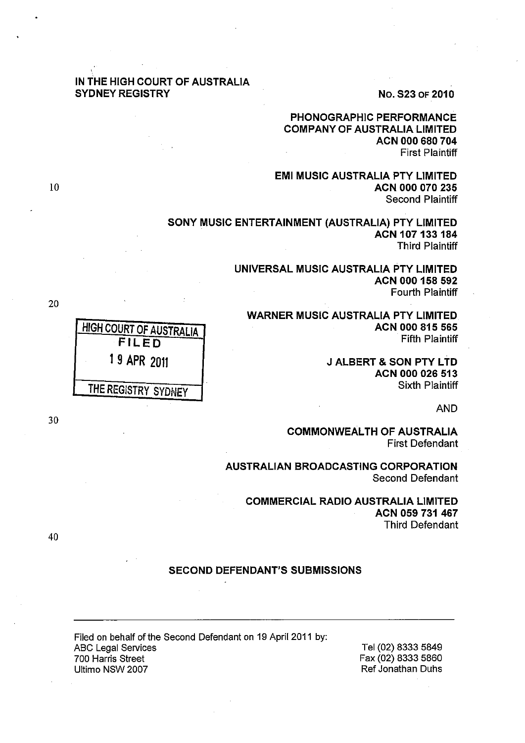IN THE HIGH COURT OF AUSTRALIA
SYDNEY REGISTRY

No. S23 OF 2010

**PHONOGRAPHIC PERFORMANCE COMPANY OF AUSTRALIA LIMITED**
**ACN 000 680 704**
First Plaintiff

**EMI MUSIC AUSTRALIA PTY LIMITED**
**ACN 000 070 235**
Second Plaintiff

**SONY MUSIC ENTERTAINMENT (AUSTRALIA) PTY LIMITED**
**ACN 107 133 184**
Third Plaintiff

**UNIVERSAL MUSIC AUSTRALIA PTY LIMITED**
**ACN 000 158 592**
Fourth Plaintiff

**WARNER MUSIC AUSTRALIA PTY LIMITED**
**ACN 000 815 565**
Fifth Plaintiff

**J ALBERT & SON PTY LTD**
**ACN 000 026 513**
Sixth Plaintiff

HIGH COURT OF AUSTRALIA
FILED
19 APR 2011
THE REGISTRY SYDNEY

AND

**COMMONWEALTH OF AUSTRALIA**
First Defendant

**AUSTRALIAN BROADCASTING CORPORATION**
Second Defendant

**COMMERCIAL RADIO AUSTRALIA LIMITED**
**ACN 059 731 467**
Third Defendant

## SECOND DEFENDANT'S SUBMISSIONS

---

Filed on behalf of the Second Defendant on 19 April 2011 by:
ABC Legal Services
700 Harris Street
Ultimo NSW 2007

Tel (02) 8333 5849
Fax (02) 8333 5860
Ref Jonathan Duhs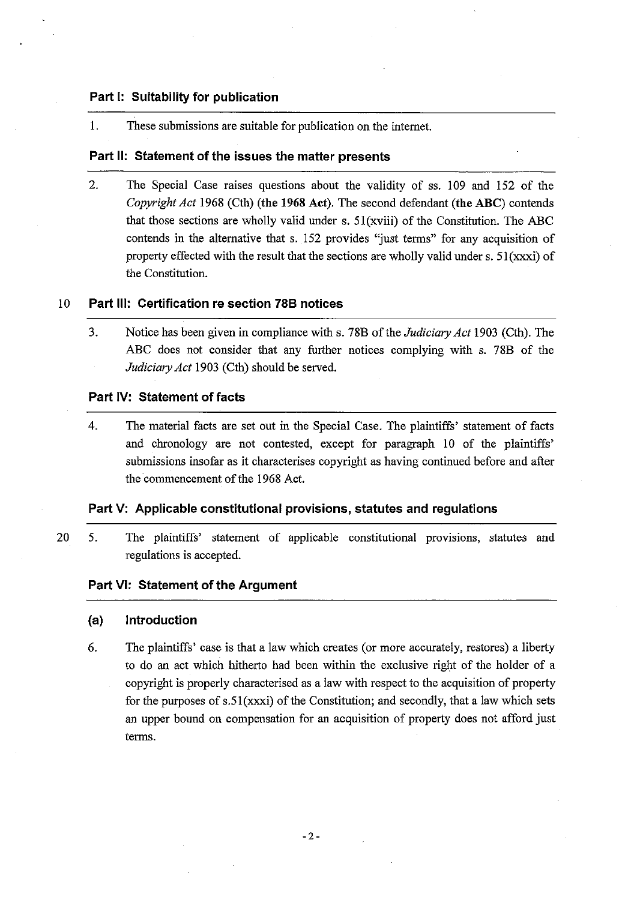## Part I: Suitability for publication

1. These submissions are suitable for publication on the internet.

## Part II: Statement of the issues the matter presents

2. The Special Case raises questions about the validity of ss. 109 and 152 of the *Copyright Act* 1968 (Cth) (**the 1968 Act**). The second defendant (**the ABC**) contends that those sections are wholly valid under s. 51(xviii) of the Constitution. The ABC contends in the alternative that s. 152 provides "just terms" for any acquisition of property effected with the result that the sections are wholly valid under s. 51(xxxi) of the Constitution.

## Part III: Certification re section 78B notices

3. Notice has been given in compliance with s. 78B of the *Judiciary Act* 1903 (Cth). The ABC does not consider that any further notices complying with s. 78B of the *Judiciary Act* 1903 (Cth) should be served.

## Part IV: Statement of facts

4. The material facts are set out in the Special Case. The plaintiffs' statement of facts and chronology are not contested, except for paragraph 10 of the plaintiffs' submissions insofar as it characterises copyright as having continued before and after the commencement of the 1968 Act.

## Part V: Applicable constitutional provisions, statutes and regulations

5. The plaintiffs' statement of applicable constitutional provisions, statutes and regulations is accepted.

## Part VI: Statement of the Argument

### (a) Introduction

6. The plaintiffs' case is that a law which creates (or more accurately, restores) a liberty to do an act which hitherto had been within the exclusive right of the holder of a copyright is properly characterised as a law with respect to the acquisition of property for the purposes of s.51(xxxi) of the Constitution; and secondly, that a law which sets an upper bound on compensation for an acquisition of property does not afford just terms.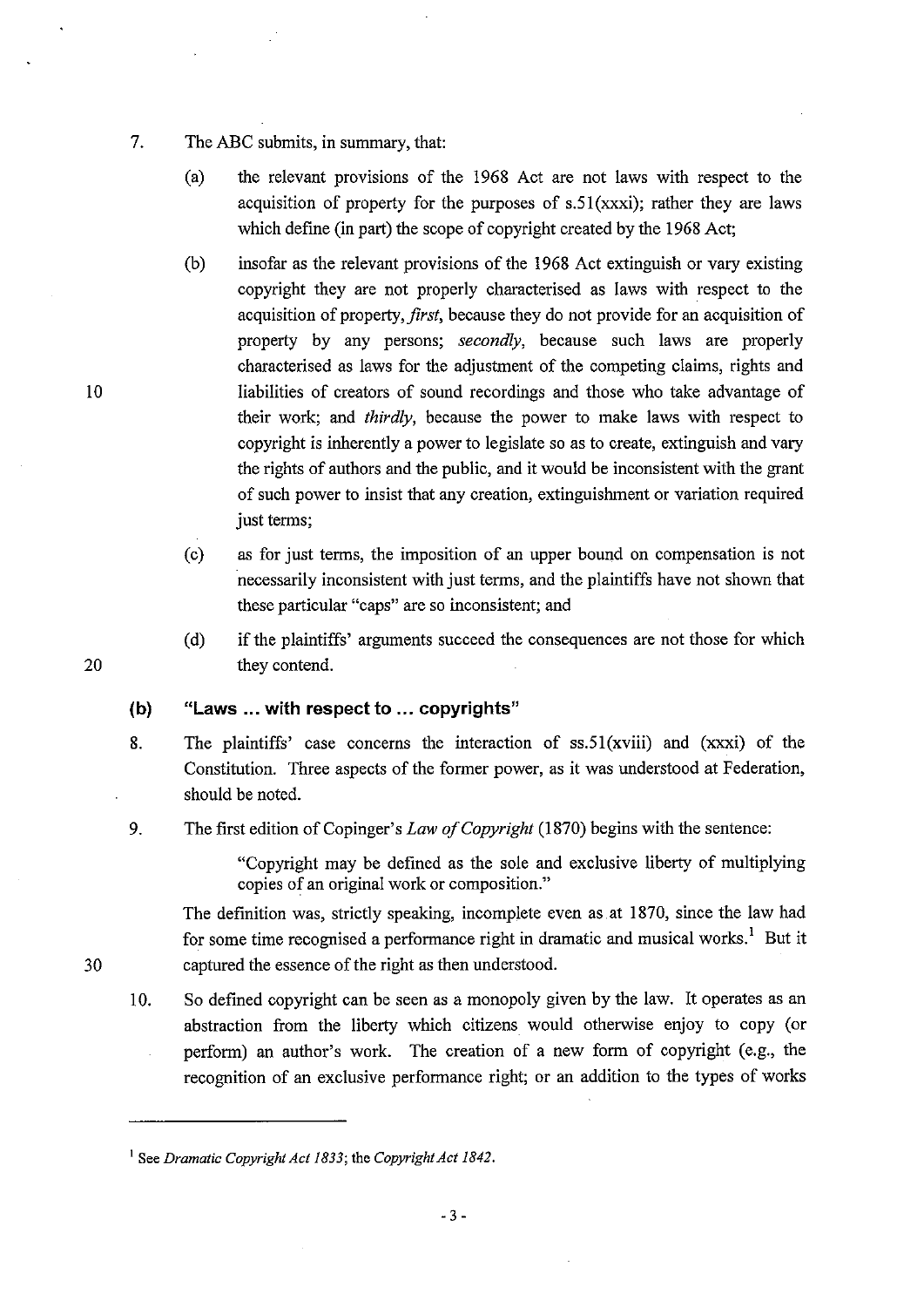7. The ABC submits, in summary, that:

   (a) the relevant provisions of the 1968 Act are not laws with respect to the acquisition of property for the purposes of s.51(xxxi); rather they are laws which define (in part) the scope of copyright created by the 1968 Act;

   (b) insofar as the relevant provisions of the 1968 Act extinguish or vary existing copyright they are not properly characterised as laws with respect to the acquisition of property, *first*, because they do not provide for an acquisition of property by any persons; *secondly*, because such laws are properly characterised as laws for the adjustment of the competing claims, rights and liabilities of creators of sound recordings and those who take advantage of their work; and *thirdly*, because the power to make laws with respect to copyright is inherently a power to legislate so as to create, extinguish and vary the rights of authors and the public, and it would be inconsistent with the grant of such power to insist that any creation, extinguishment or variation required just terms;

   (c) as for just terms, the imposition of an upper bound on compensation is not necessarily inconsistent with just terms, and the plaintiffs have not shown that these particular "caps" are so inconsistent; and

   (d) if the plaintiffs' arguments succeed the consequences are not those for which they contend.

### (b) "Laws ... with respect to ... copyrights"

8. The plaintiffs' case concerns the interaction of ss.51(xviii) and (xxxi) of the Constitution. Three aspects of the former power, as it was understood at Federation, should be noted.

9. The first edition of Copinger's *Law of Copyright* (1870) begins with the sentence:

   > "Copyright may be defined as the sole and exclusive liberty of multiplying copies of an original work or composition."

   The definition was, strictly speaking, incomplete even as at 1870, since the law had for some time recognised a performance right in dramatic and musical works.[1] But it captured the essence of the right as then understood.

10. So defined copyright can be seen as a monopoly given by the law. It operates as an abstraction from the liberty which citizens would otherwise enjoy to copy (or perform) an author's work. The creation of a new form of copyright (e.g., the recognition of an exclusive performance right; or an addition to the types of works

---

[1] See *Dramatic Copyright Act 1833*; the *Copyright Act 1842*.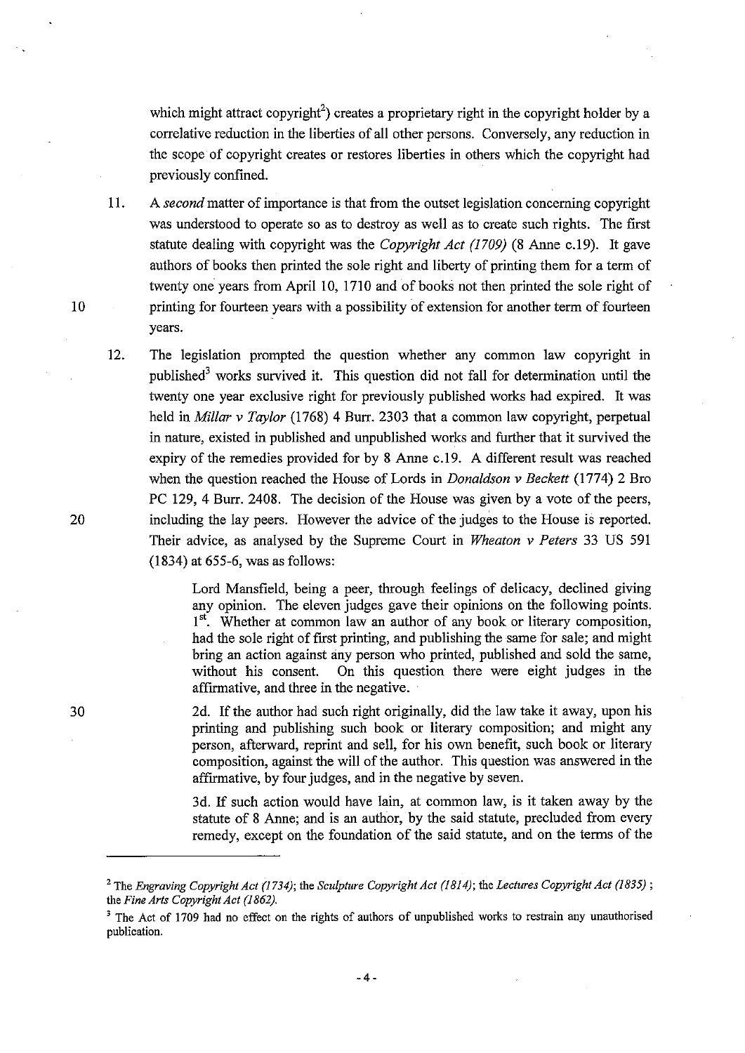which might attract copyright[2]) creates a proprietary right in the copyright holder by a correlative reduction in the liberties of all other persons. Conversely, any reduction in the scope of copyright creates or restores liberties in others which the copyright had previously confined.

11. A *second* matter of importance is that from the outset legislation concerning copyright was understood to operate so as to destroy as well as to create such rights. The first statute dealing with copyright was the *Copyright Act (1709)* (8 Anne c.19). It gave authors of books then printed the sole right and liberty of printing them for a term of twenty one years from April 10, 1710 and of books not then printed the sole right of printing for fourteen years with a possibility of extension for another term of fourteen years.

12. The legislation prompted the question whether any common law copyright in published[3] works survived it. This question did not fall for determination until the twenty one year exclusive right for previously published works had expired. It was held in *Millar v Taylor* (1768) 4 Burr. 2303 that a common law copyright, perpetual in nature, existed in published and unpublished works and further that it survived the expiry of the remedies provided for by 8 Anne c.19. A different result was reached when the question reached the House of Lords in *Donaldson v Beckett* (1774) 2 Bro PC 129, 4 Burr. 2408. The decision of the House was given by a vote of the peers, including the lay peers. However the advice of the judges to the House is reported. Their advice, as analysed by the Supreme Court in *Wheaton v Peters* 33 US 591 (1834) at 655-6, was as follows:

> Lord Mansfield, being a peer, through feelings of delicacy, declined giving any opinion. The eleven judges gave their opinions on the following points. 1st. Whether at common law an author of any book or literary composition, had the sole right of first printing, and publishing the same for sale; and might bring an action against any person who printed, published and sold the same, without his consent. On this question there were eight judges in the affirmative, and three in the negative.
>
> 2d. If the author had such right originally, did the law take it away, upon his printing and publishing such book or literary composition; and might any person, afterward, reprint and sell, for his own benefit, such book or literary composition, against the will of the author. This question was answered in the affirmative, by four judges, and in the negative by seven.
>
> 3d. If such action would have lain, at common law, is it taken away by the statute of 8 Anne; and is an author, by the said statute, precluded from every remedy, except on the foundation of the said statute, and on the terms of the

---

[2] The *Engraving Copyright Act (1734)*; the *Sculpture Copyright Act (1814)*; the *Lectures Copyright Act (1835)*; the *Fine Arts Copyright Act (1862)*.

[3] The Act of 1709 had no effect on the rights of authors of unpublished works to restrain any unauthorised publication.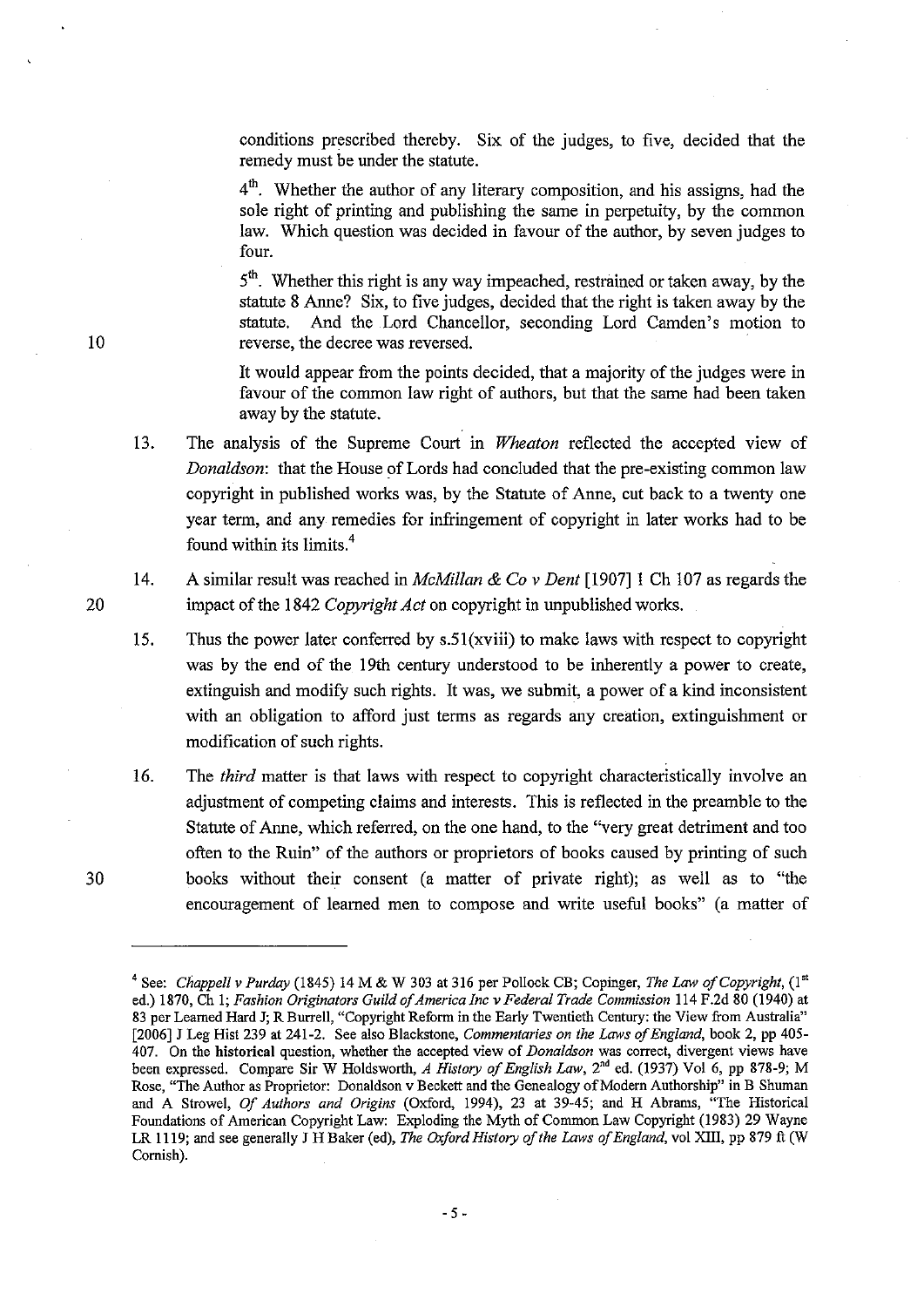conditions prescribed thereby. Six of the judges, to five, decided that the remedy must be under the statute.

4th. Whether the author of any literary composition, and his assigns, had the sole right of printing and publishing the same in perpetuity, by the common law. Which question was decided in favour of the author, by seven judges to four.

5th. Whether this right is any way impeached, restrained or taken away, by the statute 8 Anne? Six, to five judges, decided that the right is taken away by the statute. And the Lord Chancellor, seconding Lord Camden's motion to reverse, the decree was reversed.

It would appear from the points decided, that a majority of the judges were in favour of the common law right of authors, but that the same had been taken away by the statute.

13. The analysis of the Supreme Court in *Wheaton* reflected the accepted view of *Donaldson*: that the House of Lords had concluded that the pre-existing common law copyright in published works was, by the Statute of Anne, cut back to a twenty one year term, and any remedies for infringement of copyright in later works had to be found within its limits.[4]

14. A similar result was reached in *McMillan & Co v Dent* [1907] 1 Ch 107 as regards the impact of the 1842 *Copyright Act* on copyright in unpublished works.

15. Thus the power later conferred by s.51(xviii) to make laws with respect to copyright was by the end of the 19th century understood to be inherently a power to create, extinguish and modify such rights. It was, we submit, a power of a kind inconsistent with an obligation to afford just terms as regards any creation, extinguishment or modification of such rights.

16. The *third* matter is that laws with respect to copyright characteristically involve an adjustment of competing claims and interests. This is reflected in the preamble to the Statute of Anne, which referred, on the one hand, to the "very great detriment and too often to the Ruin" of the authors or proprietors of books caused by printing of such books without their consent (a matter of private right); as well as to "the encouragement of learned men to compose and write useful books" (a matter of

---

[4] See: *Chappell v Purday* (1845) 14 M & W 303 at 316 per Pollock CB; Copinger, *The Law of Copyright*, (1st ed.) 1870, Ch 1; *Fashion Originators Guild of America Inc v Federal Trade Commission* 114 F.2d 80 (1940) at 83 per Learned Hard J; R Burrell, "Copyright Reform in the Early Twentieth Century: the View from Australia" [2006] J Leg Hist 239 at 241-2. See also Blackstone, *Commentaries on the Laws of England*, book 2, pp 405-407. On the historical question, whether the accepted view of *Donaldson* was correct, divergent views have been expressed. Compare Sir W Holdsworth, *A History of English Law*, 2nd ed. (1937) Vol 6, pp 878-9; M Rose, "The Author as Proprietor: Donaldson v Beckett and the Genealogy of Modern Authorship" in B Shuman and A Strowel, *Of Authors and Origins* (Oxford, 1994), 23 at 39-45; and H Abrams, "The Historical Foundations of American Copyright Law: Exploding the Myth of Common Law Copyright (1983) 29 Wayne LR 1119; and see generally J H Baker (ed), *The Oxford History of the Laws of England*, vol XIII, pp 879 ff (W Cornish).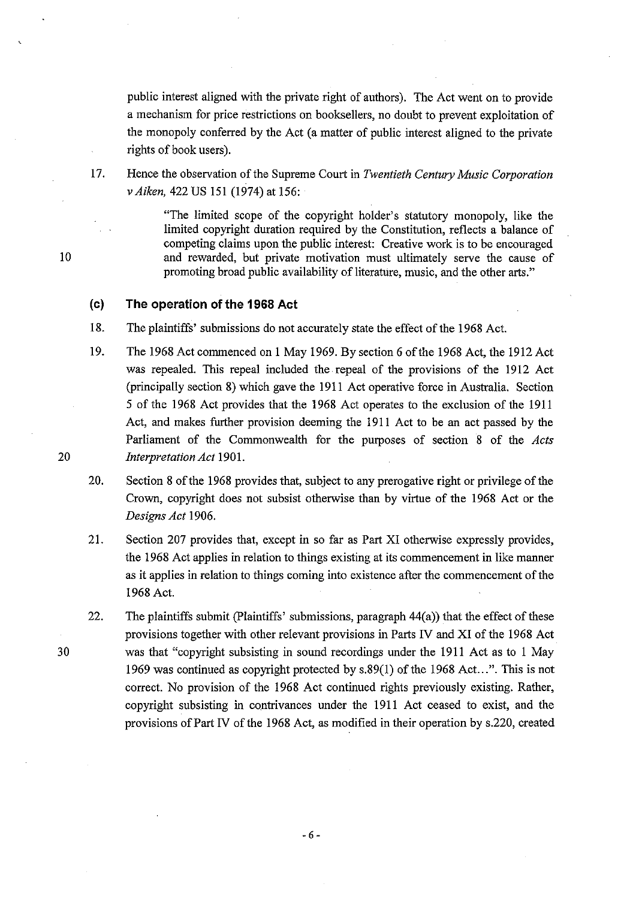public interest aligned with the private right of authors). The Act went on to provide a mechanism for price restrictions on booksellers, no doubt to prevent exploitation of the monopoly conferred by the Act (a matter of public interest aligned to the private rights of book users).

17. Hence the observation of the Supreme Court in *Twentieth Century Music Corporation v Aiken,* 422 US 151 (1974) at 156:

> "The limited scope of the copyright holder's statutory monopoly, like the limited copyright duration required by the Constitution, reflects a balance of competing claims upon the public interest: Creative work is to be encouraged and rewarded, but private motivation must ultimately serve the cause of promoting broad public availability of literature, music, and the other arts."

### (c) The operation of the 1968 Act

18. The plaintiffs' submissions do not accurately state the effect of the 1968 Act.

19. The 1968 Act commenced on 1 May 1969. By section 6 of the 1968 Act, the 1912 Act was repealed. This repeal included the repeal of the provisions of the 1912 Act (principally section 8) which gave the 1911 Act operative force in Australia. Section 5 of the 1968 Act provides that the 1968 Act operates to the exclusion of the 1911 Act, and makes further provision deeming the 1911 Act to be an act passed by the Parliament of the Commonwealth for the purposes of section 8 of the *Acts Interpretation Act* 1901.

20. Section 8 of the 1968 provides that, subject to any prerogative right or privilege of the Crown, copyright does not subsist otherwise than by virtue of the 1968 Act or the *Designs Act* 1906.

21. Section 207 provides that, except in so far as Part XI otherwise expressly provides, the 1968 Act applies in relation to things existing at its commencement in like manner as it applies in relation to things coming into existence after the commencement of the 1968 Act.

22. The plaintiffs submit (Plaintiffs' submissions, paragraph 44(a)) that the effect of these provisions together with other relevant provisions in Parts IV and XI of the 1968 Act was that "copyright subsisting in sound recordings under the 1911 Act as to 1 May 1969 was continued as copyright protected by s.89(1) of the 1968 Act...". This is not correct. No provision of the 1968 Act continued rights previously existing. Rather, copyright subsisting in contrivances under the 1911 Act ceased to exist, and the provisions of Part IV of the 1968 Act, as modified in their operation by s.220, created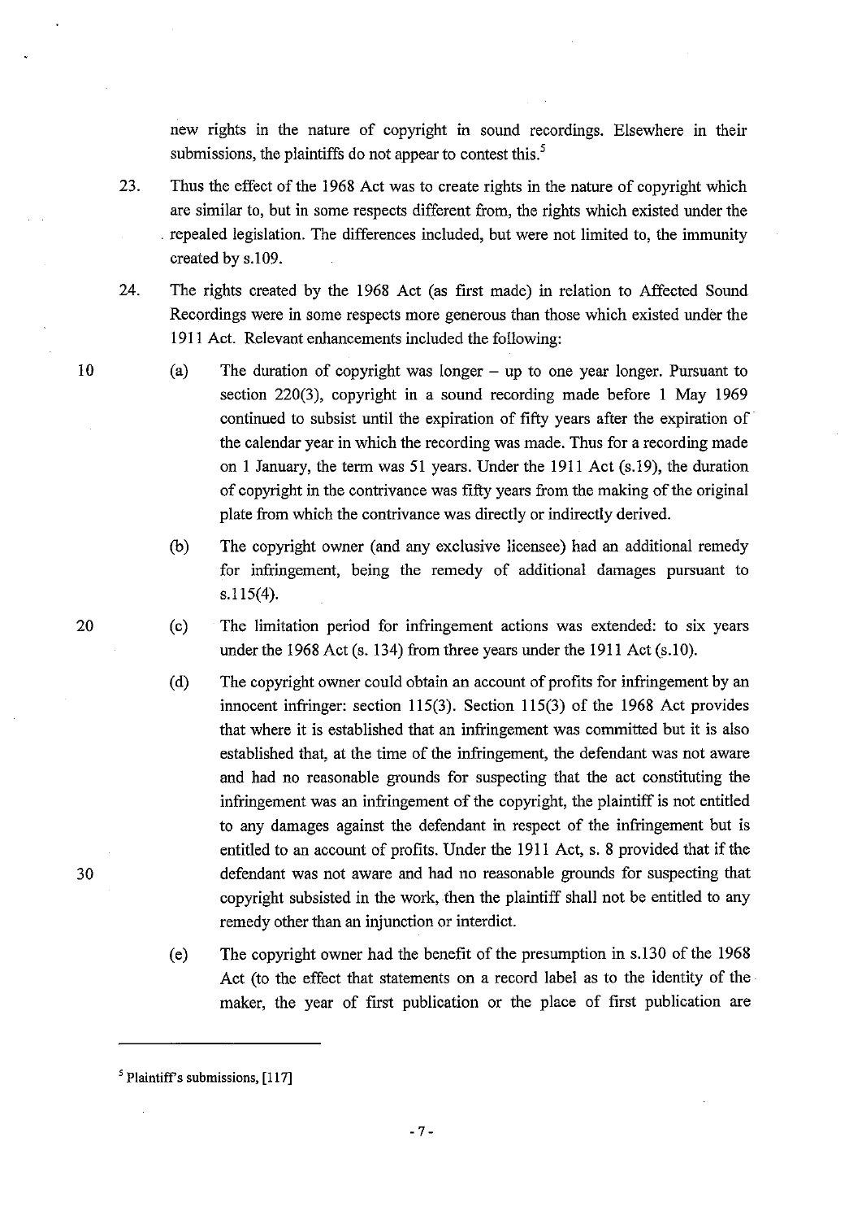new rights in the nature of copyright in sound recordings. Elsewhere in their submissions, the plaintiffs do not appear to contest this.[5]

23. Thus the effect of the 1968 Act was to create rights in the nature of copyright which are similar to, but in some respects different from, the rights which existed under the repealed legislation. The differences included, but were not limited to, the immunity created by s.109.

24. The rights created by the 1968 Act (as first made) in relation to Affected Sound Recordings were in some respects more generous than those which existed under the 1911 Act. Relevant enhancements included the following:

   (a) The duration of copyright was longer – up to one year longer. Pursuant to section 220(3), copyright in a sound recording made before 1 May 1969 continued to subsist until the expiration of fifty years after the expiration of the calendar year in which the recording was made. Thus for a recording made on 1 January, the term was 51 years. Under the 1911 Act (s.19), the duration of copyright in the contrivance was fifty years from the making of the original plate from which the contrivance was directly or indirectly derived.

   (b) The copyright owner (and any exclusive licensee) had an additional remedy for infringement, being the remedy of additional damages pursuant to s.115(4).

   (c) The limitation period for infringement actions was extended: to six years under the 1968 Act (s. 134) from three years under the 1911 Act (s.10).

   (d) The copyright owner could obtain an account of profits for infringement by an innocent infringer: section 115(3). Section 115(3) of the 1968 Act provides that where it is established that an infringement was committed but it is also established that, at the time of the infringement, the defendant was not aware and had no reasonable grounds for suspecting that the act constituting the infringement was an infringement of the copyright, the plaintiff is not entitled to any damages against the defendant in respect of the infringement but is entitled to an account of profits. Under the 1911 Act, s. 8 provided that if the defendant was not aware and had no reasonable grounds for suspecting that copyright subsisted in the work, then the plaintiff shall not be entitled to any remedy other than an injunction or interdict.

   (e) The copyright owner had the benefit of the presumption in s.130 of the 1968 Act (to the effect that statements on a record label as to the identity of the maker, the year of first publication or the place of first publication are

---

[5] Plaintiff's submissions, [117]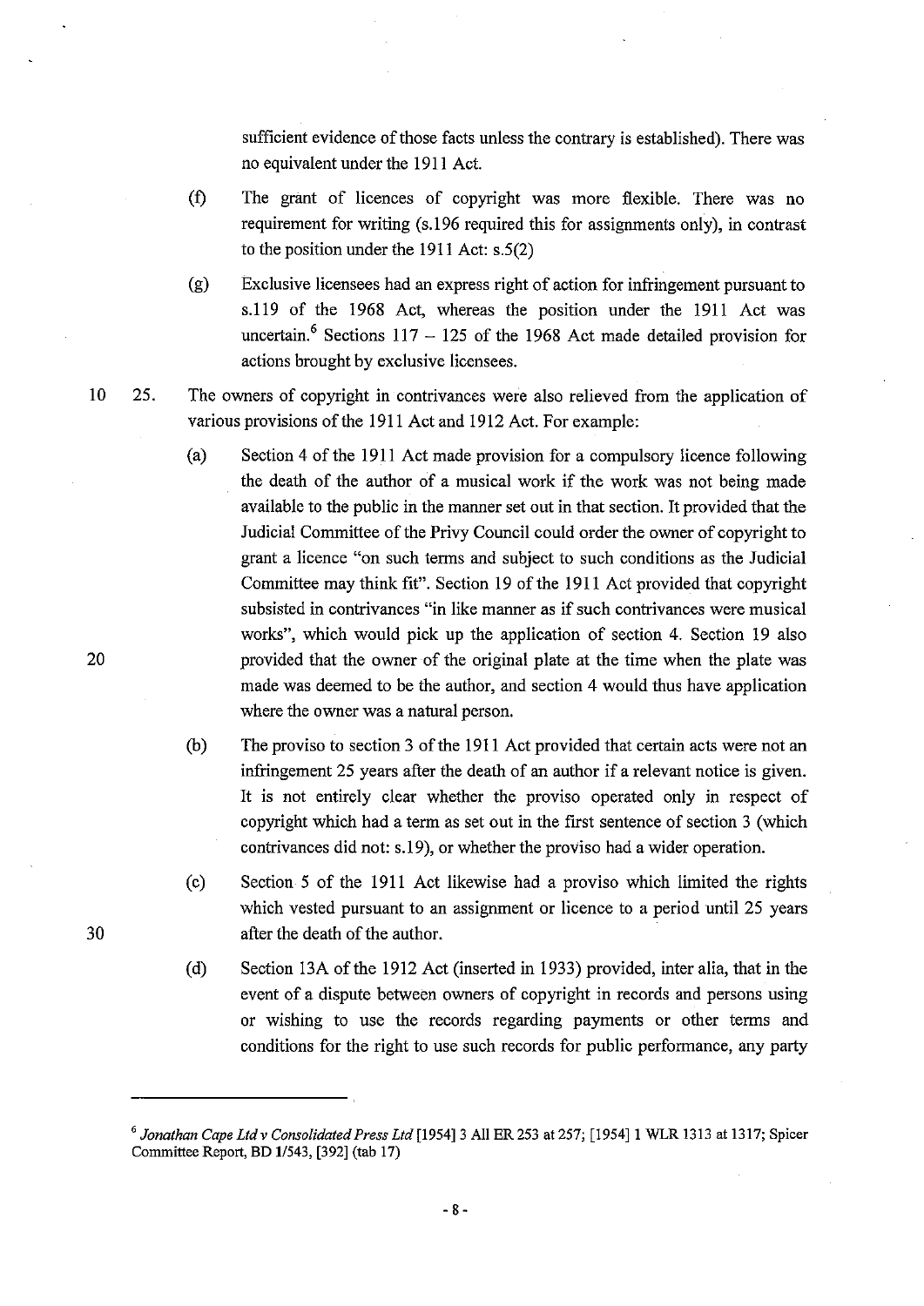sufficient evidence of those facts unless the contrary is established). There was no equivalent under the 1911 Act.

(f) The grant of licences of copyright was more flexible. There was no requirement for writing (s.196 required this for assignments only), in contrast to the position under the 1911 Act: s.5(2)

(g) Exclusive licensees had an express right of action for infringement pursuant to s.119 of the 1968 Act, whereas the position under the 1911 Act was uncertain.[6] Sections 117 – 125 of the 1968 Act made detailed provision for actions brought by exclusive licensees.

25. The owners of copyright in contrivances were also relieved from the application of various provisions of the 1911 Act and 1912 Act. For example:

(a) Section 4 of the 1911 Act made provision for a compulsory licence following the death of the author of a musical work if the work was not being made available to the public in the manner set out in that section. It provided that the Judicial Committee of the Privy Council could order the owner of copyright to grant a licence "on such terms and subject to such conditions as the Judicial Committee may think fit". Section 19 of the 1911 Act provided that copyright subsisted in contrivances "in like manner as if such contrivances were musical works", which would pick up the application of section 4. Section 19 also provided that the owner of the original plate at the time when the plate was made was deemed to be the author, and section 4 would thus have application where the owner was a natural person.

(b) The proviso to section 3 of the 1911 Act provided that certain acts were not an infringement 25 years after the death of an author if a relevant notice is given. It is not entirely clear whether the proviso operated only in respect of copyright which had a term as set out in the first sentence of section 3 (which contrivances did not: s.19), or whether the proviso had a wider operation.

(c) Section 5 of the 1911 Act likewise had a proviso which limited the rights which vested pursuant to an assignment or licence to a period until 25 years after the death of the author.

(d) Section 13A of the 1912 Act (inserted in 1933) provided, inter alia, that in the event of a dispute between owners of copyright in records and persons using or wishing to use the records regarding payments or other terms and conditions for the right to use such records for public performance, any party

---

[6] *Jonathan Cape Ltd v Consolidated Press Ltd* [1954] 3 All ER 253 at 257; [1954] 1 WLR 1313 at 1317; Spicer Committee Report, BD 1/543, [392] (tab 17)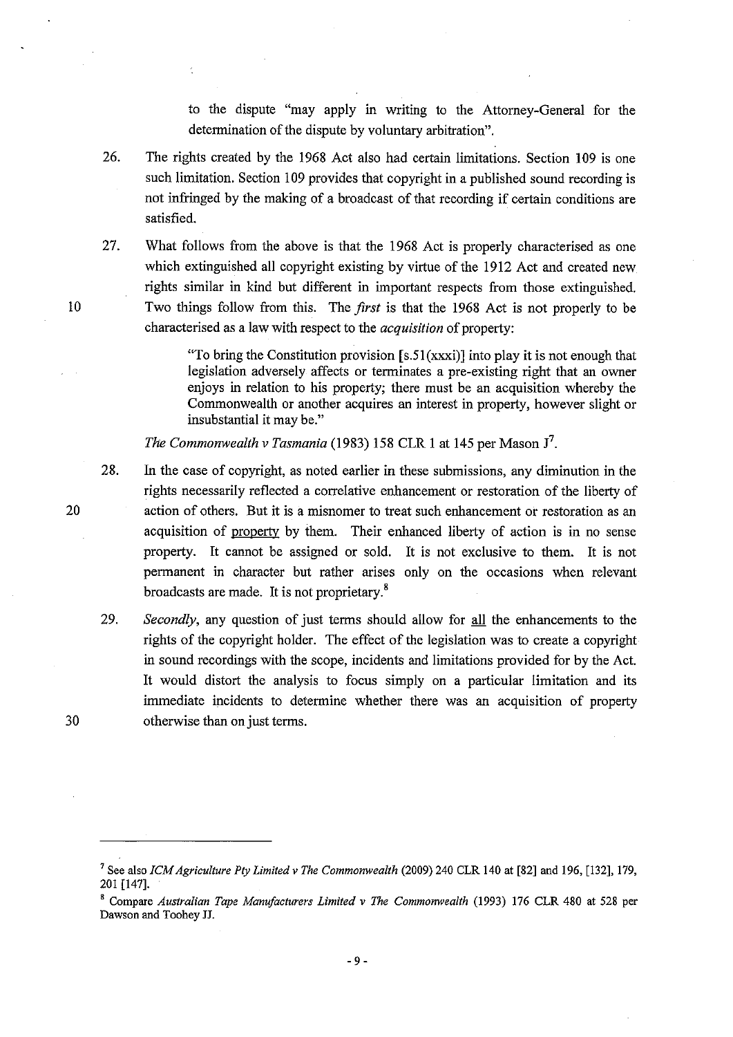to the dispute "may apply in writing to the Attorney-General for the determination of the dispute by voluntary arbitration".

26. The rights created by the 1968 Act also had certain limitations. Section 109 is one such limitation. Section 109 provides that copyright in a published sound recording is not infringed by the making of a broadcast of that recording if certain conditions are satisfied.

27. What follows from the above is that the 1968 Act is properly characterised as one which extinguished all copyright existing by virtue of the 1912 Act and created new rights similar in kind but different in important respects from those extinguished. Two things follow from this. The *first* is that the 1968 Act is not properly to be characterised as a law with respect to the *acquisition* of property:

> "To bring the Constitution provision [s.51(xxxi)] into play it is not enough that legislation adversely affects or terminates a pre-existing right that an owner enjoys in relation to his property; there must be an acquisition whereby the Commonwealth or another acquires an interest in property, however slight or insubstantial it may be."

*The Commonwealth v Tasmania* (1983) 158 CLR 1 at 145 per Mason J[7].

28. In the case of copyright, as noted earlier in these submissions, any diminution in the rights necessarily reflected a correlative enhancement or restoration of the liberty of action of others. But it is a misnomer to treat such enhancement or restoration as an acquisition of property by them. Their enhanced liberty of action is in no sense property. It cannot be assigned or sold. It is not exclusive to them. It is not permanent in character but rather arises only on the occasions when relevant broadcasts are made. It is not proprietary.[8]

29. *Secondly*, any question of just terms should allow for all the enhancements to the rights of the copyright holder. The effect of the legislation was to create a copyright in sound recordings with the scope, incidents and limitations provided for by the Act. It would distort the analysis to focus simply on a particular limitation and its immediate incidents to determine whether there was an acquisition of property otherwise than on just terms.

---

[7] See also *ICM Agriculture Pty Limited v The Commonwealth* (2009) 240 CLR 140 at [82] and 196, [132], 179, 201 [147].

[8] Compare *Australian Tape Manufacturers Limited v The Commonwealth* (1993) 176 CLR 480 at 528 per Dawson and Toohey JJ.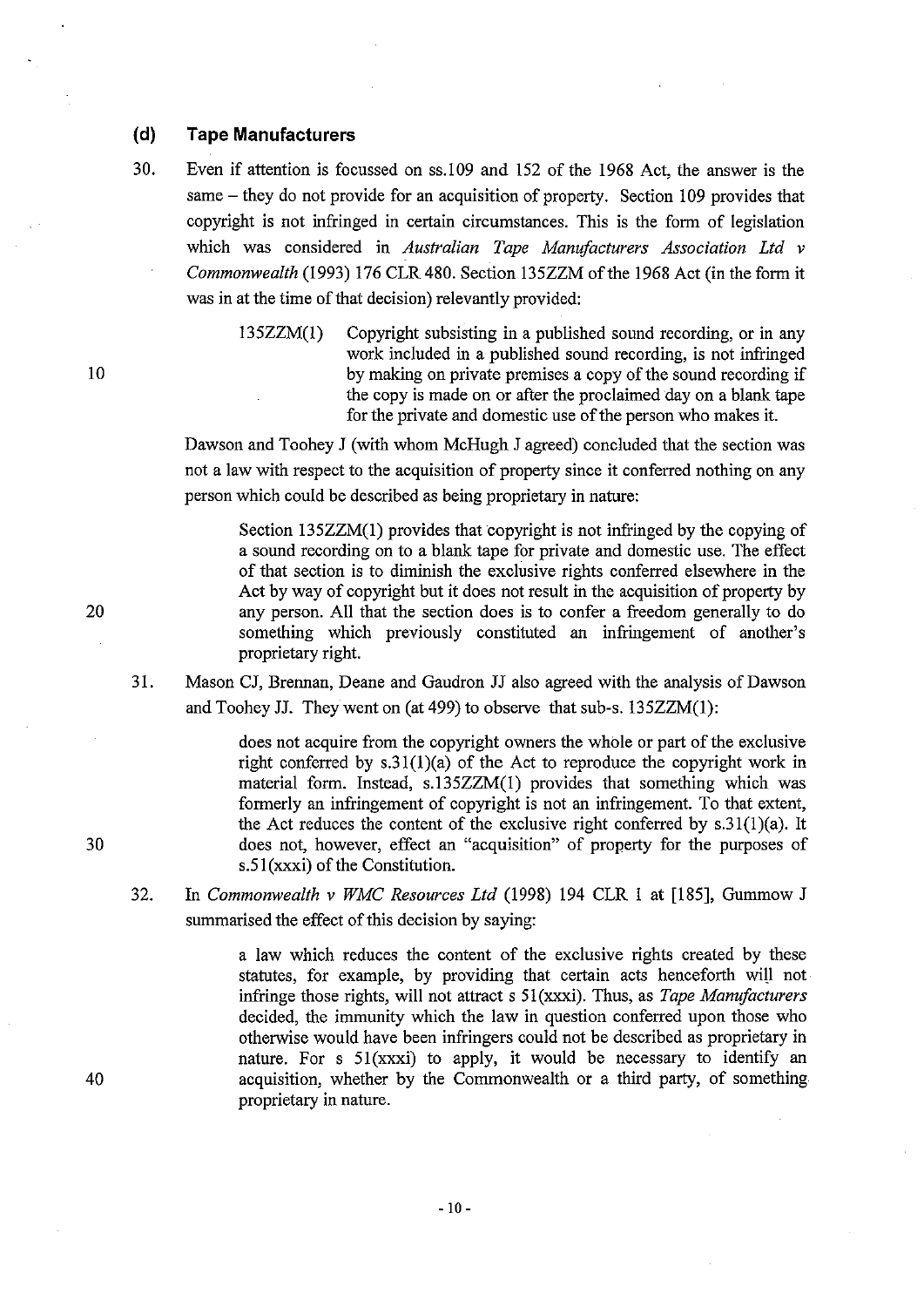### (d) Tape Manufacturers

30. Even if attention is focussed on ss.109 and 152 of the 1968 Act, the answer is the same – they do not provide for an acquisition of property. Section 109 provides that copyright is not infringed in certain circumstances. This is the form of legislation which was considered in *Australian Tape Manufacturers Association Ltd v Commonwealth* (1993) 176 CLR 480. Section 135ZZM of the 1968 Act (in the form it was in at the time of that decision) relevantly provided:

> 135ZZM(1) Copyright subsisting in a published sound recording, or in any work included in a published sound recording, is not infringed by making on private premises a copy of the sound recording if the copy is made on or after the proclaimed day on a blank tape for the private and domestic use of the person who makes it.

Dawson and Toohey J (with whom McHugh J agreed) concluded that the section was not a law with respect to the acquisition of property since it conferred nothing on any person which could be described as being proprietary in nature:

> Section 135ZZM(1) provides that copyright is not infringed by the copying of a sound recording on to a blank tape for private and domestic use. The effect of that section is to diminish the exclusive rights conferred elsewhere in the Act by way of copyright but it does not result in the acquisition of property by any person. All that the section does is to confer a freedom generally to do something which previously constituted an infringement of another's proprietary right.

31. Mason CJ, Brennan, Deane and Gaudron JJ also agreed with the analysis of Dawson and Toohey JJ. They went on (at 499) to observe that sub-s. 135ZZM(1):

> does not acquire from the copyright owners the whole or part of the exclusive right conferred by s.31(1)(a) of the Act to reproduce the copyright work in material form. Instead, s.135ZZM(1) provides that something which was formerly an infringement of copyright is not an infringement. To that extent, the Act reduces the content of the exclusive right conferred by s.31(1)(a). It does not, however, effect an "acquisition" of property for the purposes of s.51(xxxi) of the Constitution.

32. In *Commonwealth v WMC Resources Ltd* (1998) 194 CLR 1 at [185], Gummow J summarised the effect of this decision by saying:

> a law which reduces the content of the exclusive rights created by these statutes, for example, by providing that certain acts henceforth will not infringe those rights, will not attract s 51(xxxi). Thus, as *Tape Manufacturers* decided, the immunity which the law in question conferred upon those who otherwise would have been infringers could not be described as proprietary in nature. For s 51(xxxi) to apply, it would be necessary to identify an acquisition, whether by the Commonwealth or a third party, of something proprietary in nature.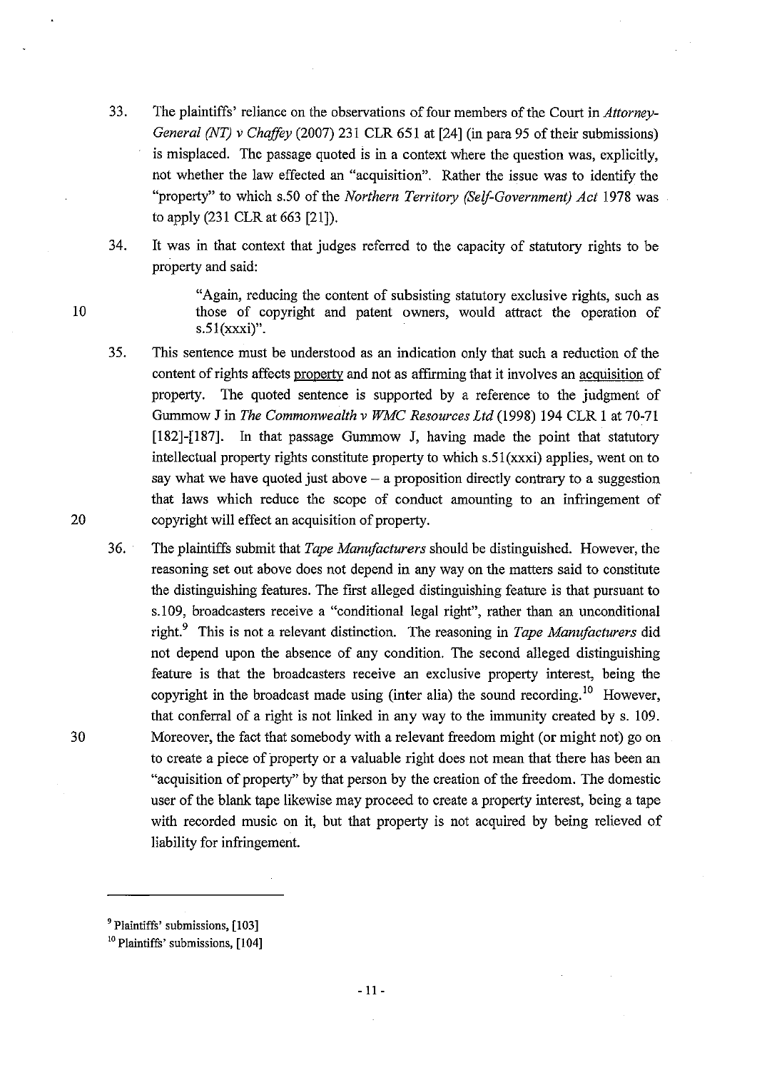33. The plaintiffs' reliance on the observations of four members of the Court in *Attorney-General (NT) v Chaffey* (2007) 231 CLR 651 at [24] (in para 95 of their submissions) is misplaced. The passage quoted is in a context where the question was, explicitly, not whether the law effected an "acquisition". Rather the issue was to identify the "property" to which s.50 of the *Northern Territory (Self-Government) Act* 1978 was to apply (231 CLR at 663 [21]).

34. It was in that context that judges referred to the capacity of statutory rights to be property and said:

> "Again, reducing the content of subsisting statutory exclusive rights, such as those of copyright and patent owners, would attract the operation of s.51(xxxi)".

35. This sentence must be understood as an indication only that such a reduction of the content of rights affects <u>property</u> and not as affirming that it involves an <u>acquisition</u> of property. The quoted sentence is supported by a reference to the judgment of Gummow J in *The Commonwealth v WMC Resources Ltd* (1998) 194 CLR 1 at 70-71 [182]-[187]. In that passage Gummow J, having made the point that statutory intellectual property rights constitute property to which s.51(xxxi) applies, went on to say what we have quoted just above – a proposition directly contrary to a suggestion that laws which reduce the scope of conduct amounting to an infringement of copyright will effect an acquisition of property.

36. The plaintiffs submit that *Tape Manufacturers* should be distinguished. However, the reasoning set out above does not depend in any way on the matters said to constitute the distinguishing features. The first alleged distinguishing feature is that pursuant to s.109, broadcasters receive a "conditional legal right", rather than an unconditional right.[9] This is not a relevant distinction. The reasoning in *Tape Manufacturers* did not depend upon the absence of any condition. The second alleged distinguishing feature is that the broadcasters receive an exclusive property interest, being the copyright in the broadcast made using (inter alia) the sound recording.[10] However, that conferral of a right is not linked in any way to the immunity created by s. 109. Moreover, the fact that somebody with a relevant freedom might (or might not) go on to create a piece of property or a valuable right does not mean that there has been an "acquisition of property" by that person by the creation of the freedom. The domestic user of the blank tape likewise may proceed to create a property interest, being a tape with recorded music on it, but that property is not acquired by being relieved of liability for infringement.

---

[9] Plaintiffs' submissions, [103]

[10] Plaintiffs' submissions, [104]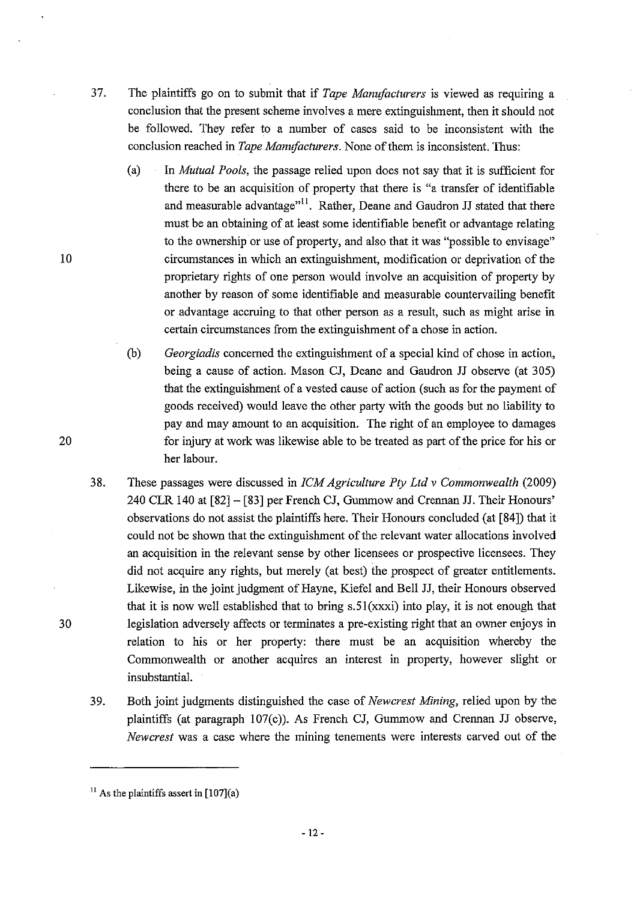37. The plaintiffs go on to submit that if *Tape Manufacturers* is viewed as requiring a conclusion that the present scheme involves a mere extinguishment, then it should not be followed. They refer to a number of cases said to be inconsistent with the conclusion reached in *Tape Manufacturers*. None of them is inconsistent. Thus:

    (a) In *Mutual Pools*, the passage relied upon does not say that it is sufficient for there to be an acquisition of property that there is "a transfer of identifiable and measurable advantage"[11]. Rather, Deane and Gaudron JJ stated that there must be an obtaining of at least some identifiable benefit or advantage relating to the ownership or use of property, and also that it was "possible to envisage" circumstances in which an extinguishment, modification or deprivation of the proprietary rights of one person would involve an acquisition of property by another by reason of some identifiable and measurable countervailing benefit or advantage accruing to that other person as a result, such as might arise in certain circumstances from the extinguishment of a chose in action.

    (b) *Georgiadis* concerned the extinguishment of a special kind of chose in action, being a cause of action. Mason CJ, Deane and Gaudron JJ observe (at 305) that the extinguishment of a vested cause of action (such as for the payment of goods received) would leave the other party with the goods but no liability to pay and may amount to an acquisition. The right of an employee to damages for injury at work was likewise able to be treated as part of the price for his or her labour.

38. These passages were discussed in *ICM Agriculture Pty Ltd v Commonwealth* (2009) 240 CLR 140 at [82] – [83] per French CJ, Gummow and Crennan JJ. Their Honours' observations do not assist the plaintiffs here. Their Honours concluded (at [84]) that it could not be shown that the extinguishment of the relevant water allocations involved an acquisition in the relevant sense by other licensees or prospective licensees. They did not acquire any rights, but merely (at best) the prospect of greater entitlements. Likewise, in the joint judgment of Hayne, Kiefel and Bell JJ, their Honours observed that it is now well established that to bring s.51(xxxi) into play, it is not enough that legislation adversely affects or terminates a pre-existing right that an owner enjoys in relation to his or her property: there must be an acquisition whereby the Commonwealth or another acquires an interest in property, however slight or insubstantial.

39. Both joint judgments distinguished the case of *Newcrest Mining*, relied upon by the plaintiffs (at paragraph 107(c)). As French CJ, Gummow and Crennan JJ observe, *Newcrest* was a case where the mining tenements were interests carved out of the

---

[11] As the plaintiffs assert in [107](a)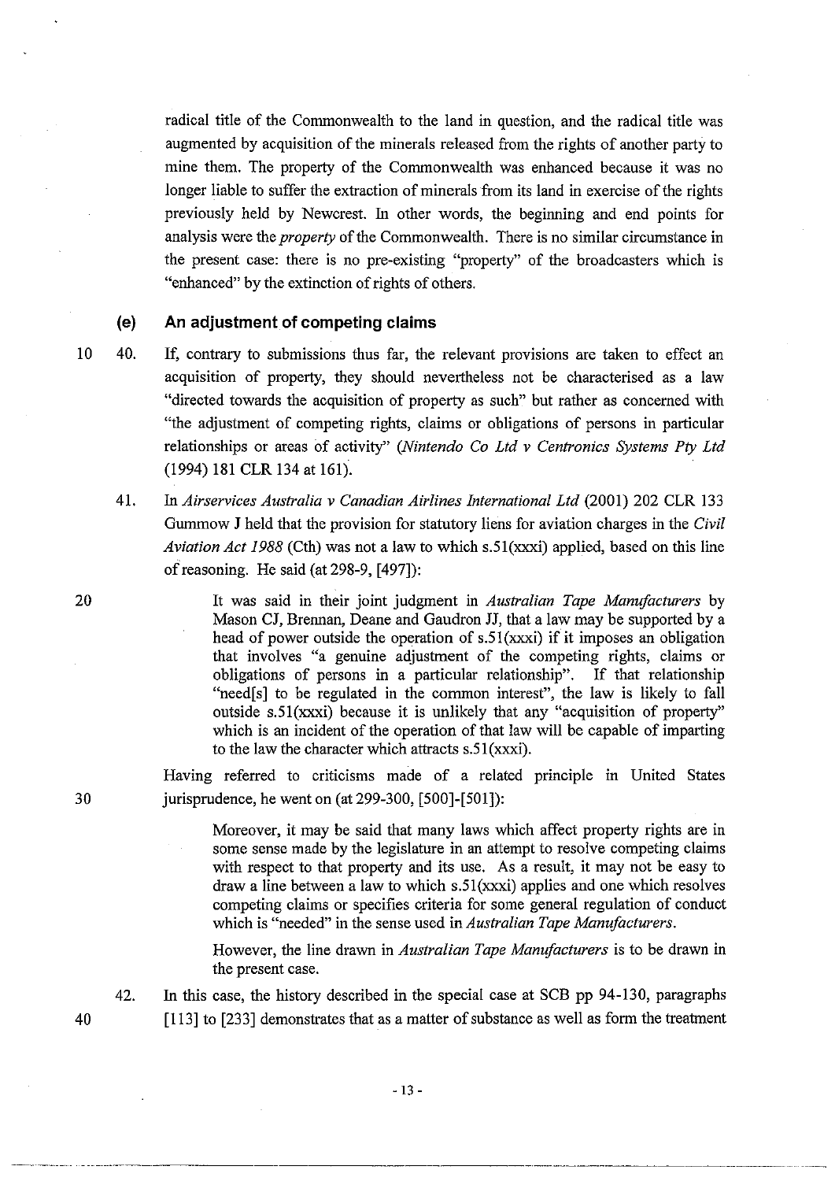radical title of the Commonwealth to the land in question, and the radical title was augmented by acquisition of the minerals released from the rights of another party to mine them. The property of the Commonwealth was enhanced because it was no longer liable to suffer the extraction of minerals from its land in exercise of the rights previously held by Newcrest. In other words, the beginning and end points for analysis were the *property* of the Commonwealth. There is no similar circumstance in the present case: there is no pre-existing "property" of the broadcasters which is "enhanced" by the extinction of rights of others.

### (e) An adjustment of competing claims

40. If, contrary to submissions thus far, the relevant provisions are taken to effect an acquisition of property, they should nevertheless not be characterised as a law "directed towards the acquisition of property as such" but rather as concerned with "the adjustment of competing rights, claims or obligations of persons in particular relationships or areas of activity" (*Nintendo Co Ltd v Centronics Systems Pty Ltd* (1994) 181 CLR 134 at 161).

41. In *Airservices Australia v Canadian Airlines International Ltd* (2001) 202 CLR 133 Gummow J held that the provision for statutory liens for aviation charges in the *Civil Aviation Act 1988* (Cth) was not a law to which s.51(xxxi) applied, based on this line of reasoning. He said (at 298-9, [497]):

> It was said in their joint judgment in *Australian Tape Manufacturers* by Mason CJ, Brennan, Deane and Gaudron JJ, that a law may be supported by a head of power outside the operation of s.51(xxxi) if it imposes an obligation that involves "a genuine adjustment of the competing rights, claims or obligations of persons in a particular relationship". If that relationship "need[s] to be regulated in the common interest", the law is likely to fall outside s.51(xxxi) because it is unlikely that any "acquisition of property" which is an incident of the operation of that law will be capable of imparting to the law the character which attracts s.51(xxxi).

Having referred to criticisms made of a related principle in United States jurisprudence, he went on (at 299-300, [500]-[501]):

> Moreover, it may be said that many laws which affect property rights are in some sense made by the legislature in an attempt to resolve competing claims with respect to that property and its use. As a result, it may not be easy to draw a line between a law to which s.51(xxxi) applies and one which resolves competing claims or specifies criteria for some general regulation of conduct which is "needed" in the sense used in *Australian Tape Manufacturers*.
>
> However, the line drawn in *Australian Tape Manufacturers* is to be drawn in the present case.

42. In this case, the history described in the special case at SCB pp 94-130, paragraphs [113] to [233] demonstrates that as a matter of substance as well as form the treatment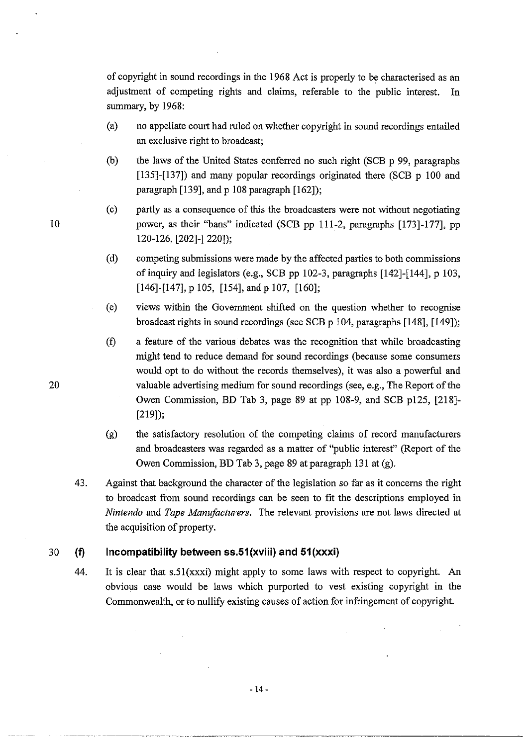of copyright in sound recordings in the 1968 Act is properly to be characterised as an adjustment of competing rights and claims, referable to the public interest. In summary, by 1968:

(a) no appellate court had ruled on whether copyright in sound recordings entailed an exclusive right to broadcast;

(b) the laws of the United States conferred no such right (SCB p 99, paragraphs [135]-[137]) and many popular recordings originated there (SCB p 100 and paragraph [139], and p 108 paragraph [162]);

(c) partly as a consequence of this the broadcasters were not without negotiating power, as their "bans" indicated (SCB pp 111-2, paragraphs [173]-177], pp 120-126, [202]-[ 220]);

(d) competing submissions were made by the affected parties to both commissions of inquiry and legislators (e.g., SCB pp 102-3, paragraphs [142]-[144], p 103, [146]-[147], p 105, [154], and p 107, [160];

(e) views within the Government shifted on the question whether to recognise broadcast rights in sound recordings (see SCB p 104, paragraphs [148], [149]);

(f) a feature of the various debates was the recognition that while broadcasting might tend to reduce demand for sound recordings (because some consumers would opt to do without the records themselves), it was also a powerful and valuable advertising medium for sound recordings (see, e.g., The Report of the Owen Commission, BD Tab 3, page 89 at pp 108-9, and SCB p125, [218]-[219]);

(g) the satisfactory resolution of the competing claims of record manufacturers and broadcasters was regarded as a matter of "public interest" (Report of the Owen Commission, BD Tab 3, page 89 at paragraph 131 at (g).

43. Against that background the character of the legislation so far as it concerns the right to broadcast from sound recordings can be seen to fit the descriptions employed in *Nintendo* and *Tape Manufacturers*. The relevant provisions are not laws directed at the acquisition of property.

## (f) Incompatibility between ss.51(xviii) and 51(xxxi)

44. It is clear that s.51(xxxi) might apply to some laws with respect to copyright. An obvious case would be laws which purported to vest existing copyright in the Commonwealth, or to nullify existing causes of action for infringement of copyright.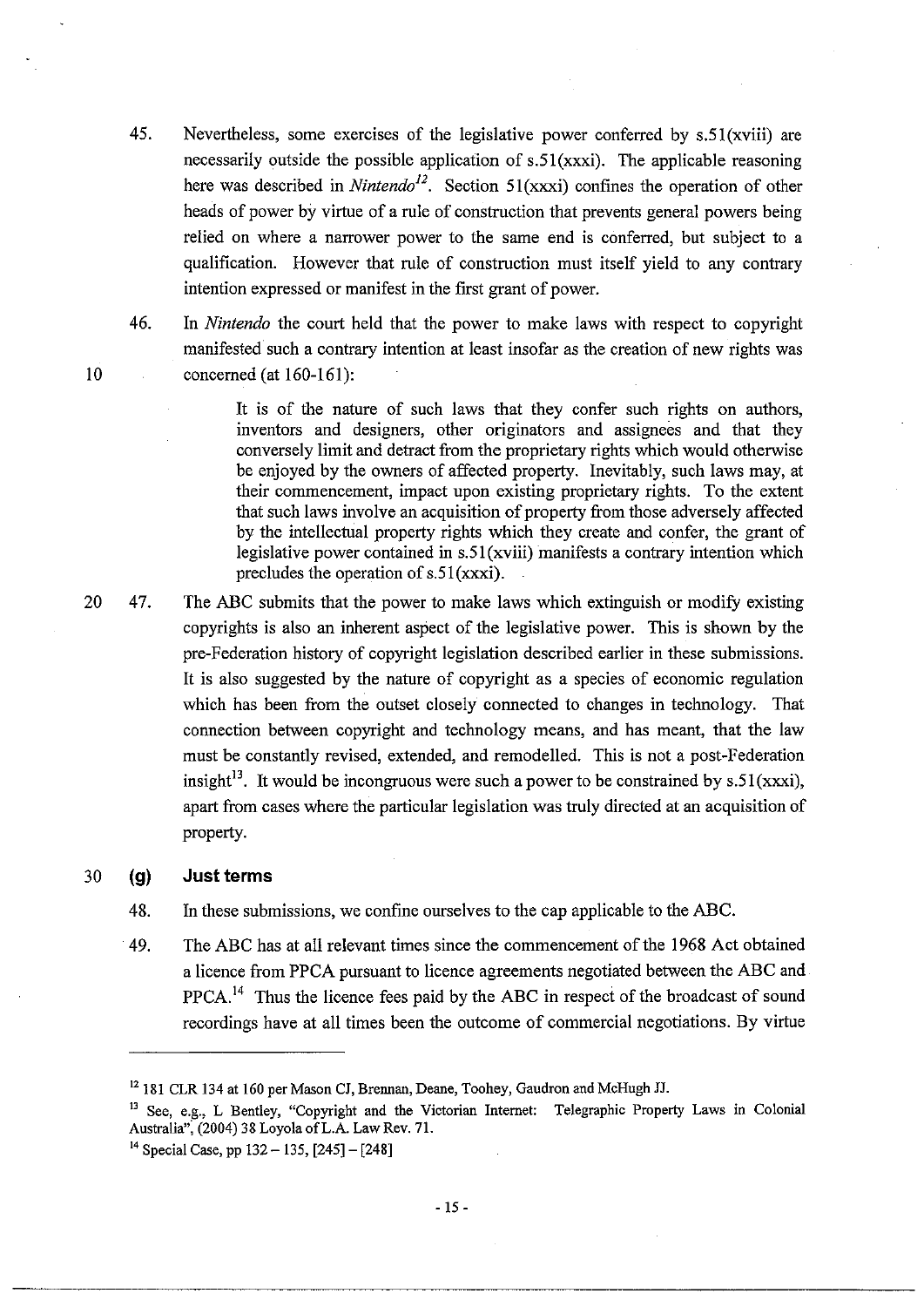45. Nevertheless, some exercises of the legislative power conferred by s.51(xviii) are necessarily outside the possible application of s.51(xxxi). The applicable reasoning here was described in *Nintendo*[12]. Section 51(xxxi) confines the operation of other heads of power by virtue of a rule of construction that prevents general powers being relied on where a narrower power to the same end is conferred, but subject to a qualification. However that rule of construction must itself yield to any contrary intention expressed or manifest in the first grant of power.

46. In *Nintendo* the court held that the power to make laws with respect to copyright manifested such a contrary intention at least insofar as the creation of new rights was concerned (at 160-161):

> It is of the nature of such laws that they confer such rights on authors, inventors and designers, other originators and assignees and that they conversely limit and detract from the proprietary rights which would otherwise be enjoyed by the owners of affected property. Inevitably, such laws may, at their commencement, impact upon existing proprietary rights. To the extent that such laws involve an acquisition of property from those adversely affected by the intellectual property rights which they create and confer, the grant of legislative power contained in s.51(xviii) manifests a contrary intention which precludes the operation of s.51(xxxi).

47. The ABC submits that the power to make laws which extinguish or modify existing copyrights is also an inherent aspect of the legislative power. This is shown by the pre-Federation history of copyright legislation described earlier in these submissions. It is also suggested by the nature of copyright as a species of economic regulation which has been from the outset closely connected to changes in technology. That connection between copyright and technology means, and has meant, that the law must be constantly revised, extended, and remodelled. This is not a post-Federation insight[13]. It would be incongruous were such a power to be constrained by s.51(xxxi), apart from cases where the particular legislation was truly directed at an acquisition of property.

## (g) Just terms

48. In these submissions, we confine ourselves to the cap applicable to the ABC.

49. The ABC has at all relevant times since the commencement of the 1968 Act obtained a licence from PPCA pursuant to licence agreements negotiated between the ABC and PPCA.[14] Thus the licence fees paid by the ABC in respect of the broadcast of sound recordings have at all times been the outcome of commercial negotiations. By virtue

---

[12] 181 CLR 134 at 160 per Mason CJ, Brennan, Deane, Toohey, Gaudron and McHugh JJ.

[13] See, e.g., L Bentley, "Copyright and the Victorian Internet: Telegraphic Property Laws in Colonial Australia", (2004) 38 Loyola of L.A. Law Rev. 71.

[14] Special Case, pp 132 – 135, [245] – [248]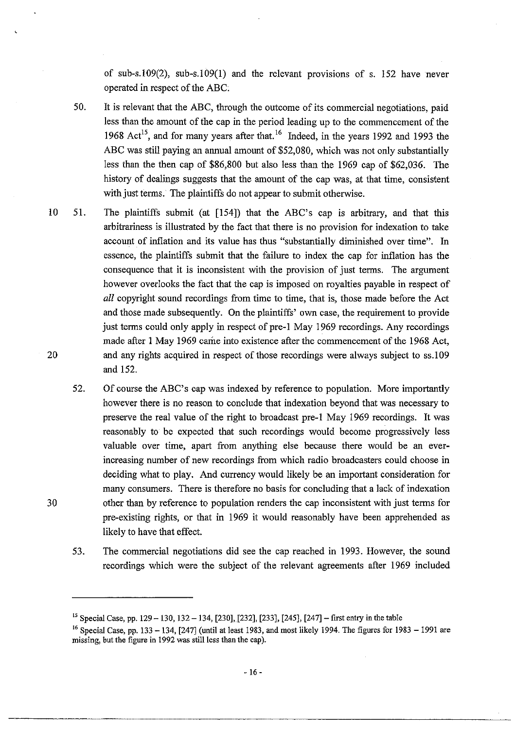of sub-s.109(2), sub-s.109(1) and the relevant provisions of s. 152 have never operated in respect of the ABC.

50. It is relevant that the ABC, through the outcome of its commercial negotiations, paid less than the amount of the cap in the period leading up to the commencement of the 1968 Act[15], and for many years after that.[16] Indeed, in the years 1992 and 1993 the ABC was still paying an annual amount of $52,080, which was not only substantially less than the then cap of $86,800 but also less than the 1969 cap of $62,036. The history of dealings suggests that the amount of the cap was, at that time, consistent with just terms. The plaintiffs do not appear to submit otherwise.

51. The plaintiffs submit (at [154]) that the ABC's cap is arbitrary, and that this arbitrariness is illustrated by the fact that there is no provision for indexation to take account of inflation and its value has thus "substantially diminished over time". In essence, the plaintiffs submit that the failure to index the cap for inflation has the consequence that it is inconsistent with the provision of just terms. The argument however overlooks the fact that the cap is imposed on royalties payable in respect of *all* copyright sound recordings from time to time, that is, those made before the Act and those made subsequently. On the plaintiffs' own case, the requirement to provide just terms could only apply in respect of pre-1 May 1969 recordings. Any recordings made after 1 May 1969 came into existence after the commencement of the 1968 Act, and any rights acquired in respect of those recordings were always subject to ss.109 and 152.

52. Of course the ABC's cap was indexed by reference to population. More importantly however there is no reason to conclude that indexation beyond that was necessary to preserve the real value of the right to broadcast pre-1 May 1969 recordings. It was reasonably to be expected that such recordings would become progressively less valuable over time, apart from anything else because there would be an ever-increasing number of new recordings from which radio broadcasters could choose in deciding what to play. And currency would likely be an important consideration for many consumers. There is therefore no basis for concluding that a lack of indexation other than by reference to population renders the cap inconsistent with just terms for pre-existing rights, or that in 1969 it would reasonably have been apprehended as likely to have that effect.

53. The commercial negotiations did see the cap reached in 1993. However, the sound recordings which were the subject of the relevant agreements after 1969 included

---

[15] Special Case, pp. 129 – 130, 132 – 134, [230], [232], [233], [245], [247] – first entry in the table

[16] Special Case, pp. 133 – 134, [247] (until at least 1983, and most likely 1994. The figures for 1983 – 1991 are missing, but the figure in 1992 was still less than the cap).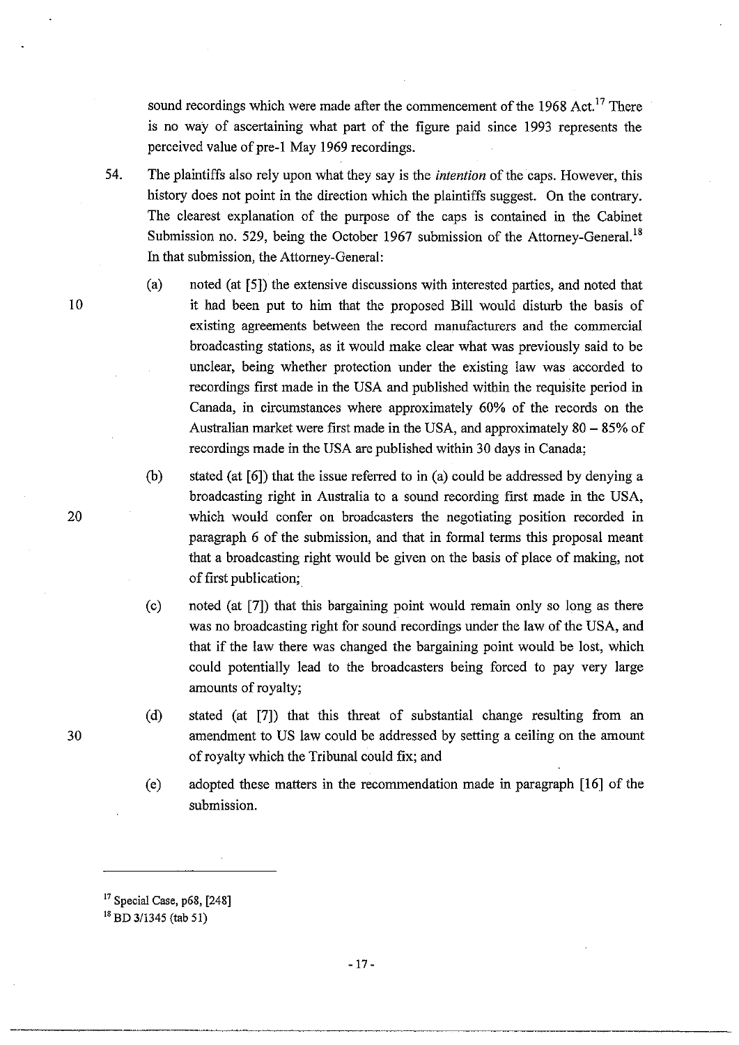sound recordings which were made after the commencement of the 1968 Act.[17] There is no way of ascertaining what part of the figure paid since 1993 represents the perceived value of pre-1 May 1969 recordings.

54. The plaintiffs also rely upon what they say is the *intention* of the caps. However, this history does not point in the direction which the plaintiffs suggest. On the contrary. The clearest explanation of the purpose of the caps is contained in the Cabinet Submission no. 529, being the October 1967 submission of the Attorney-General.[18] In that submission, the Attorney-General:

   (a) noted (at [5]) the extensive discussions with interested parties, and noted that it had been put to him that the proposed Bill would disturb the basis of existing agreements between the record manufacturers and the commercial broadcasting stations, as it would make clear what was previously said to be unclear, being whether protection under the existing law was accorded to recordings first made in the USA and published within the requisite period in Canada, in circumstances where approximately 60% of the records on the Australian market were first made in the USA, and approximately 80 – 85% of recordings made in the USA are published within 30 days in Canada;

   (b) stated (at [6]) that the issue referred to in (a) could be addressed by denying a broadcasting right in Australia to a sound recording first made in the USA, which would confer on broadcasters the negotiating position recorded in paragraph 6 of the submission, and that in formal terms this proposal meant that a broadcasting right would be given on the basis of place of making, not of first publication;

   (c) noted (at [7]) that this bargaining point would remain only so long as there was no broadcasting right for sound recordings under the law of the USA, and that if the law there was changed the bargaining point would be lost, which could potentially lead to the broadcasters being forced to pay very large amounts of royalty;

   (d) stated (at [7]) that this threat of substantial change resulting from an amendment to US law could be addressed by setting a ceiling on the amount of royalty which the Tribunal could fix; and

   (e) adopted these matters in the recommendation made in paragraph [16] of the submission.

---

[17] Special Case, p68, [248]

[18] BD 3/1345 (tab 51)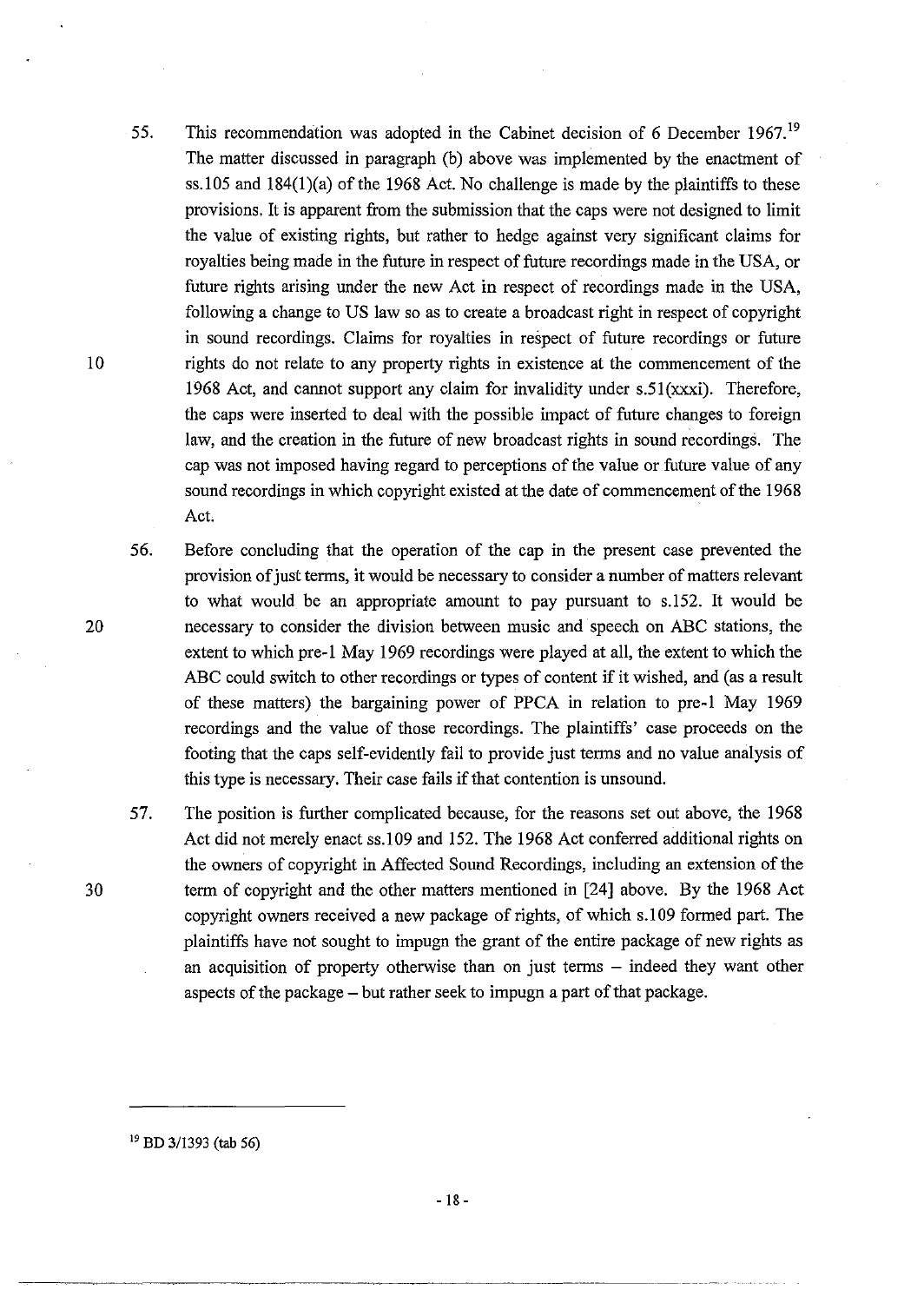55. This recommendation was adopted in the Cabinet decision of 6 December 1967.[19] The matter discussed in paragraph (b) above was implemented by the enactment of ss.105 and 184(1)(a) of the 1968 Act. No challenge is made by the plaintiffs to these provisions. It is apparent from the submission that the caps were not designed to limit the value of existing rights, but rather to hedge against very significant claims for royalties being made in the future in respect of future recordings made in the USA, or future rights arising under the new Act in respect of recordings made in the USA, following a change to US law so as to create a broadcast right in respect of copyright in sound recordings. Claims for royalties in respect of future recordings or future rights do not relate to any property rights in existence at the commencement of the 1968 Act, and cannot support any claim for invalidity under s.51(xxxi). Therefore, the caps were inserted to deal with the possible impact of future changes to foreign law, and the creation in the future of new broadcast rights in sound recordings. The cap was not imposed having regard to perceptions of the value or future value of any sound recordings in which copyright existed at the date of commencement of the 1968 Act.

56. Before concluding that the operation of the cap in the present case prevented the provision of just terms, it would be necessary to consider a number of matters relevant to what would be an appropriate amount to pay pursuant to s.152. It would be necessary to consider the division between music and speech on ABC stations, the extent to which pre-1 May 1969 recordings were played at all, the extent to which the ABC could switch to other recordings or types of content if it wished, and (as a result of these matters) the bargaining power of PPCA in relation to pre-1 May 1969 recordings and the value of those recordings. The plaintiffs' case proceeds on the footing that the caps self-evidently fail to provide just terms and no value analysis of this type is necessary. Their case fails if that contention is unsound.

57. The position is further complicated because, for the reasons set out above, the 1968 Act did not merely enact ss.109 and 152. The 1968 Act conferred additional rights on the owners of copyright in Affected Sound Recordings, including an extension of the term of copyright and the other matters mentioned in [24] above. By the 1968 Act copyright owners received a new package of rights, of which s.109 formed part. The plaintiffs have not sought to impugn the grant of the entire package of new rights as an acquisition of property otherwise than on just terms – indeed they want other aspects of the package – but rather seek to impugn a part of that package.

---

[19] BD 3/1393 (tab 56)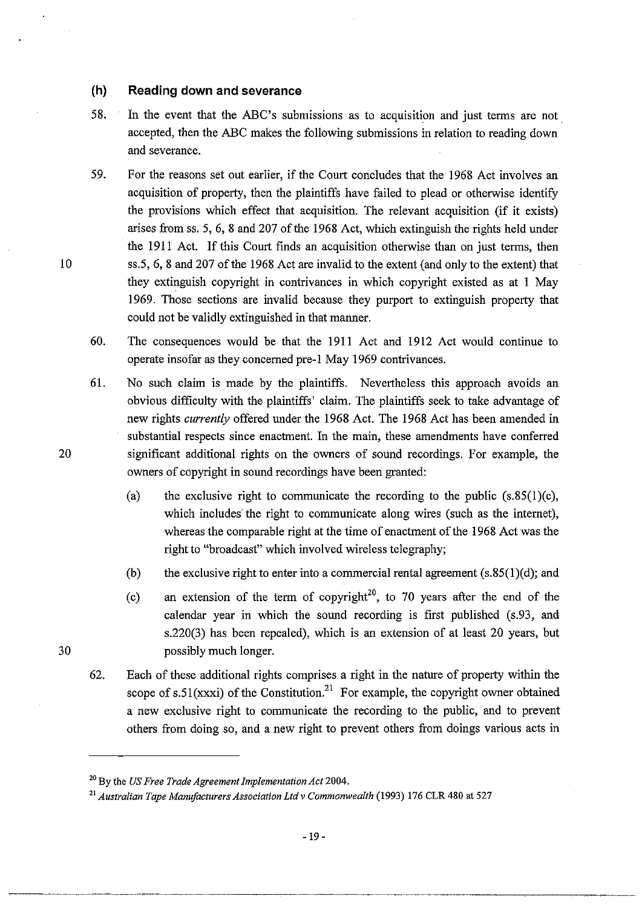### (h) Reading down and severance

58. In the event that the ABC's submissions as to acquisition and just terms are not accepted, then the ABC makes the following submissions in relation to reading down and severance.

59. For the reasons set out earlier, if the Court concludes that the 1968 Act involves an acquisition of property, then the plaintiffs have failed to plead or otherwise identify the provisions which effect that acquisition. The relevant acquisition (if it exists) arises from ss. 5, 6, 8 and 207 of the 1968 Act, which extinguish the rights held under the 1911 Act. If this Court finds an acquisition otherwise than on just terms, then ss.5, 6, 8 and 207 of the 1968 Act are invalid to the extent (and only to the extent) that they extinguish copyright in contrivances in which copyright existed as at 1 May 1969. Those sections are invalid because they purport to extinguish property that could not be validly extinguished in that manner.

60. The consequences would be that the 1911 Act and 1912 Act would continue to operate insofar as they concerned pre-1 May 1969 contrivances.

61. No such claim is made by the plaintiffs. Nevertheless this approach avoids an obvious difficulty with the plaintiffs' claim. The plaintiffs seek to take advantage of new rights *currently* offered under the 1968 Act. The 1968 Act has been amended in substantial respects since enactment. In the main, these amendments have conferred significant additional rights on the owners of sound recordings. For example, the owners of copyright in sound recordings have been granted:

    (a) the exclusive right to communicate the recording to the public (s.85(1)(c), which includes the right to communicate along wires (such as the internet), whereas the comparable right at the time of enactment of the 1968 Act was the right to "broadcast" which involved wireless telegraphy;

    (b) the exclusive right to enter into a commercial rental agreement (s.85(1)(d); and

    (c) an extension of the term of copyright[20], to 70 years after the end of the calendar year in which the sound recording is first published (s.93, and s.220(3) has been repealed), which is an extension of at least 20 years, but possibly much longer.

62. Each of these additional rights comprises a right in the nature of property within the scope of s.51(xxxi) of the Constitution.[21] For example, the copyright owner obtained a new exclusive right to communicate the recording to the public, and to prevent others from doing so, and a new right to prevent others from doings various acts in

---

[20] By the *US Free Trade Agreement Implementation Act* 2004.

[21] *Australian Tape Manufacturers Association Ltd v Commonwealth* (1993) 176 CLR 480 at 527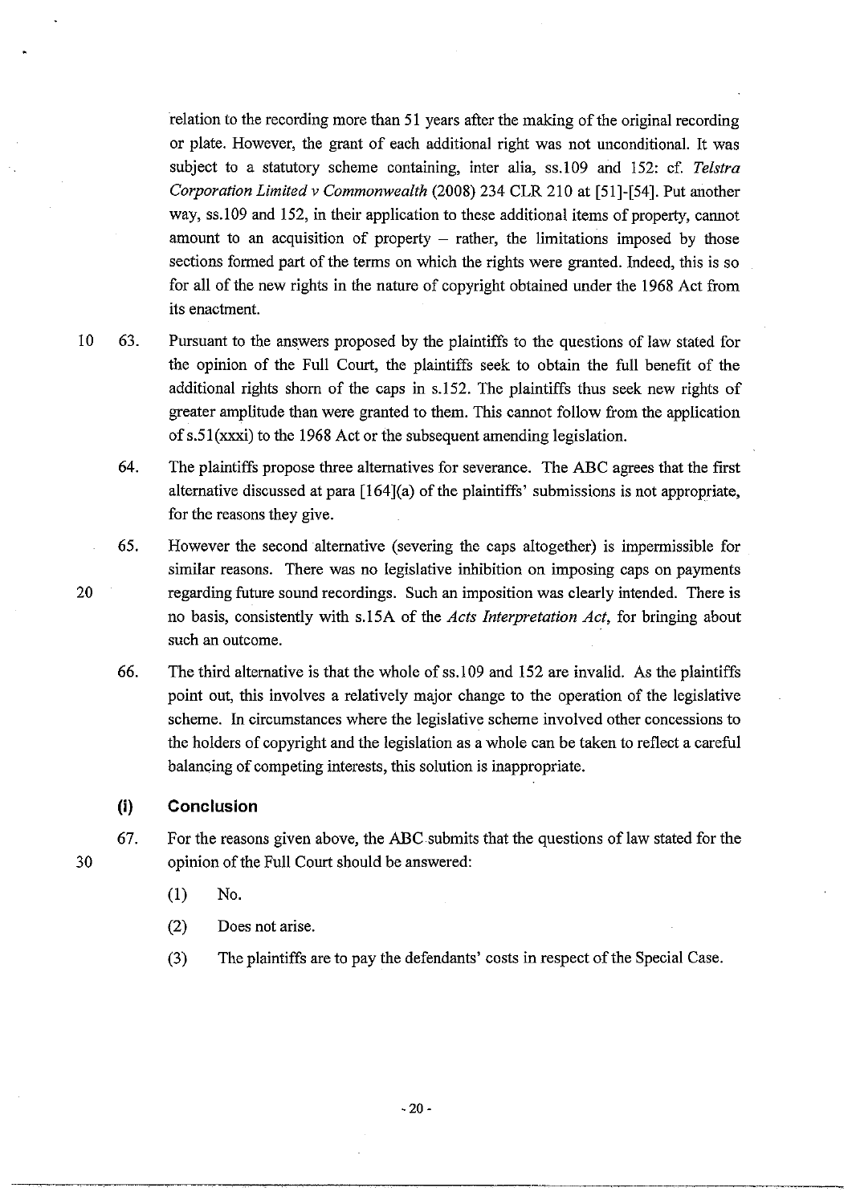relation to the recording more than 51 years after the making of the original recording or plate. However, the grant of each additional right was not unconditional. It was subject to a statutory scheme containing, inter alia, ss.109 and 152: cf. *Telstra Corporation Limited v Commonwealth* (2008) 234 CLR 210 at [51]-[54]. Put another way, ss.109 and 152, in their application to these additional items of property, cannot amount to an acquisition of property – rather, the limitations imposed by those sections formed part of the terms on which the rights were granted. Indeed, this is so for all of the new rights in the nature of copyright obtained under the 1968 Act from its enactment.

63. Pursuant to the answers proposed by the plaintiffs to the questions of law stated for the opinion of the Full Court, the plaintiffs seek to obtain the full benefit of the additional rights shorn of the caps in s.152. The plaintiffs thus seek new rights of greater amplitude than were granted to them. This cannot follow from the application of s.51(xxxi) to the 1968 Act or the subsequent amending legislation.

64. The plaintiffs propose three alternatives for severance. The ABC agrees that the first alternative discussed at para [164](a) of the plaintiffs' submissions is not appropriate, for the reasons they give.

65. However the second alternative (severing the caps altogether) is impermissible for similar reasons. There was no legislative inhibition on imposing caps on payments regarding future sound recordings. Such an imposition was clearly intended. There is no basis, consistently with s.15A of the *Acts Interpretation Act*, for bringing about such an outcome.

66. The third alternative is that the whole of ss.109 and 152 are invalid. As the plaintiffs point out, this involves a relatively major change to the operation of the legislative scheme. In circumstances where the legislative scheme involved other concessions to the holders of copyright and the legislation as a whole can be taken to reflect a careful balancing of competing interests, this solution is inappropriate.

## (i) Conclusion

67. For the reasons given above, the ABC submits that the questions of law stated for the opinion of the Full Court should be answered:

   (1) No.

   (2) Does not arise.

   (3) The plaintiffs are to pay the defendants' costs in respect of the Special Case.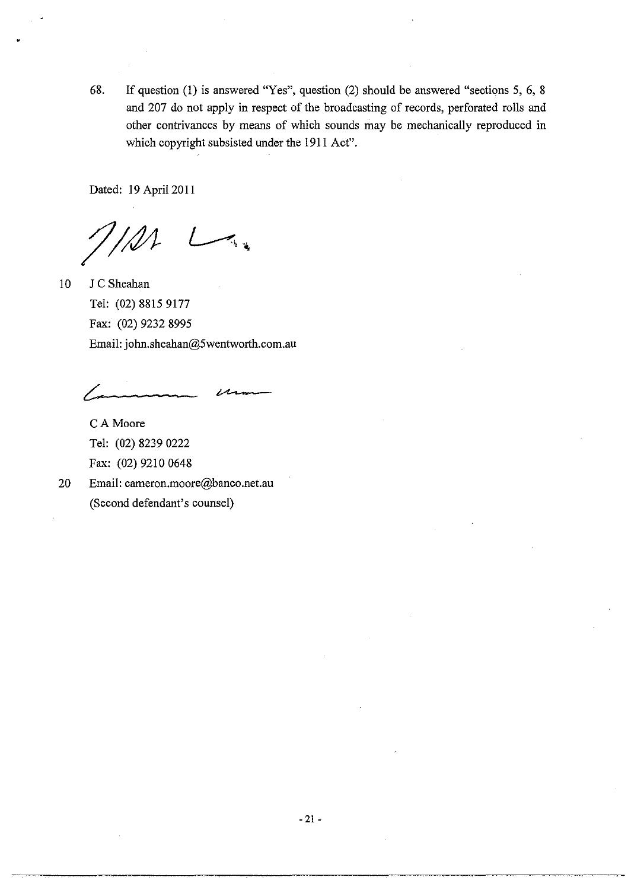68. If question (1) is answered "Yes", question (2) should be answered "sections 5, 6, 8 and 207 do not apply in respect of the broadcasting of records, perforated rolls and other contrivances by means of which sounds may be mechanically reproduced in which copyright subsisted under the 1911 Act".

Dated: 19 April 2011

J C Sheahan
Tel: (02) 8815 9177
Fax: (02) 9232 8995
Email: john.sheahan@5wentworth.com.au

C A Moore
Tel: (02) 8239 0222
Fax: (02) 9210 0648
Email: cameron.moore@banco.net.au
(Second defendant's counsel)